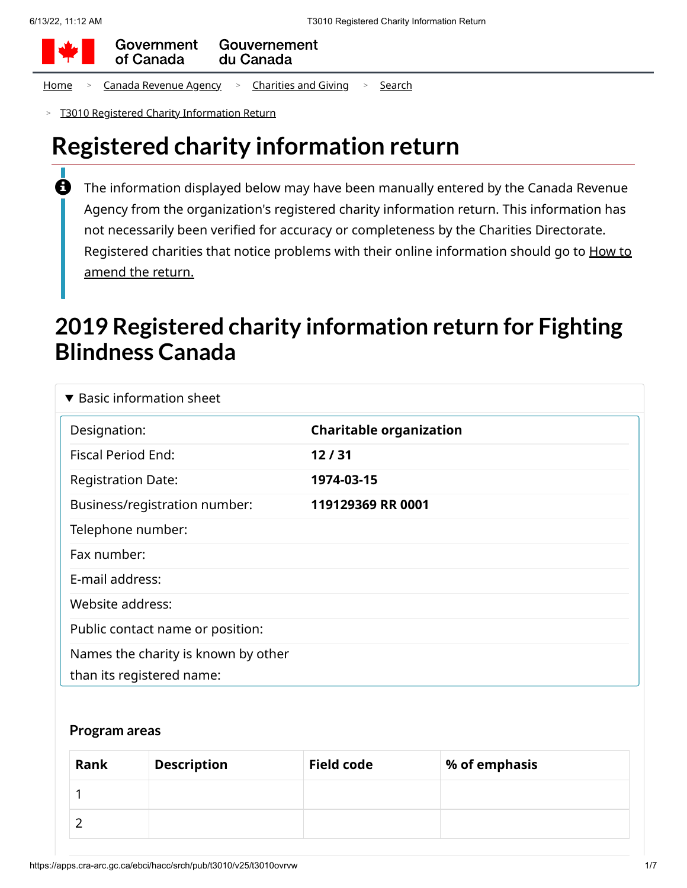Government of Canada | Gouvernement du Canada

Home > Canada Revenue Agency > Charities and Giving > Search > T3010 Registered Charity Information Return

# Registered charity information return

The information displayed below may have been manually entered by the Canada Revenue Agency from the organization's registered charity information return. This information has not necessarily been verified for accuracy or completeness by the Charities Directorate. Registered charities that notice problems with their online information should go to How to amend the return.

# 2019 Registered charity information return for Fighting Blindness Canada

▼ Basic information sheet

| | |
|---|---|
| Designation: | **Charitable organization** |
| Fiscal Period End: | **12 / 31** |
| Registration Date: | **1974-03-15** |
| Business/registration number: | **119129369 RR 0001** |
| Telephone number: | |
| Fax number: | |
| E-mail address: | |
| Website address: | |
| Public contact name or position: | |
| Names the charity is known by other than its registered name: | |

### Program areas

| Rank | Description | Field code | % of emphasis |
|---|---|---|---|
| 1 | | | |
| 2 | | | |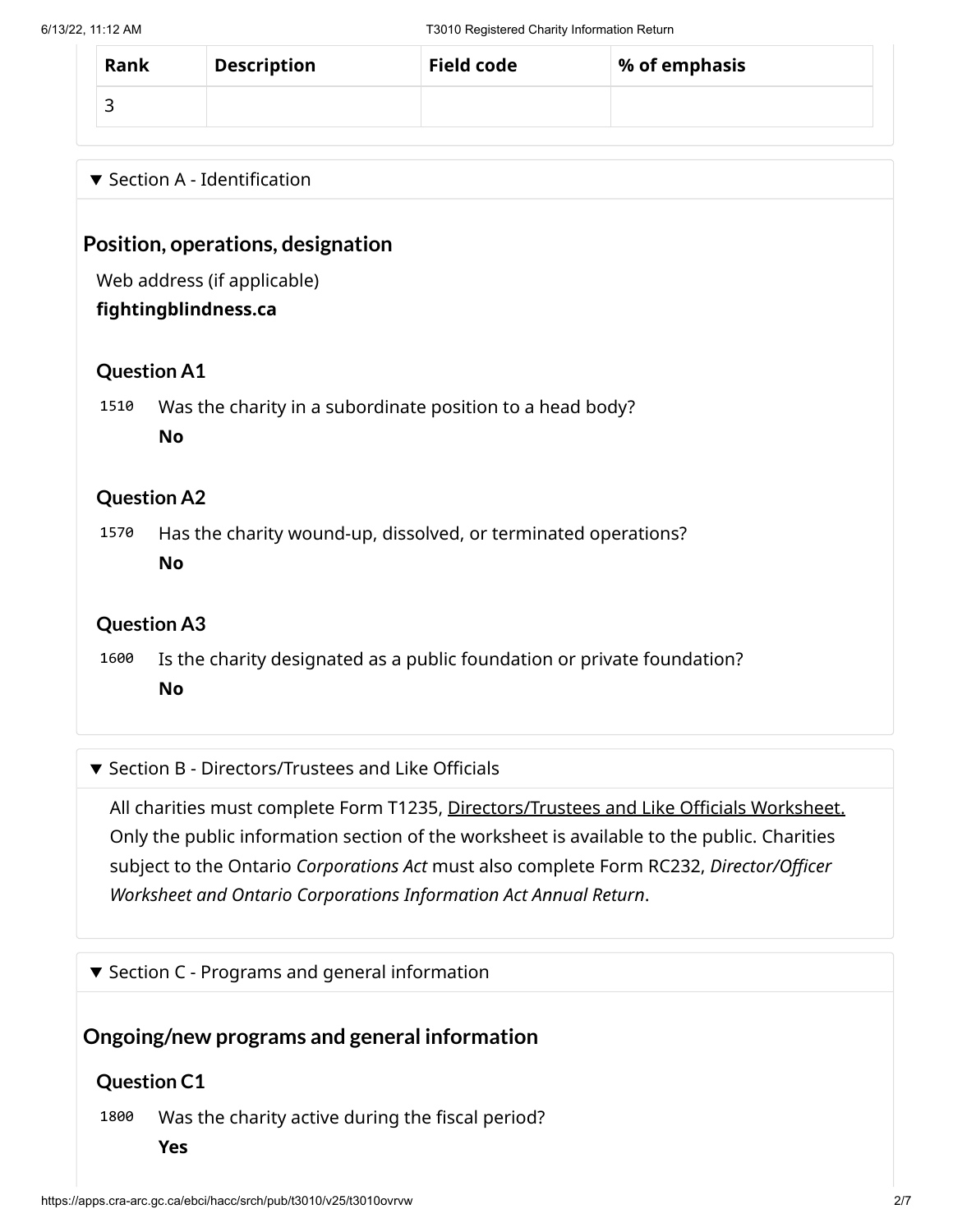| Rank | Description | Field code | % of emphasis |
| --- | --- | --- | --- |
| 3 | | | |

▼ Section A - Identification

## Position, operations, designation

Web address (if applicable)
**fightingblindness.ca**

### Question A1

1510 Was the charity in a subordinate position to a head body?
**No**

### Question A2

1570 Has the charity wound-up, dissolved, or terminated operations?
**No**

### Question A3

1600 Is the charity designated as a public foundation or private foundation?
**No**

▼ Section B - Directors/Trustees and Like Officials

All charities must complete Form T1235, Directors/Trustees and Like Officials Worksheet. Only the public information section of the worksheet is available to the public. Charities subject to the Ontario *Corporations Act* must also complete Form RC232, *Director/Officer Worksheet and Ontario Corporations Information Act Annual Return*.

▼ Section C - Programs and general information

## Ongoing/new programs and general information

### Question C1

1800 Was the charity active during the fiscal period?
**Yes**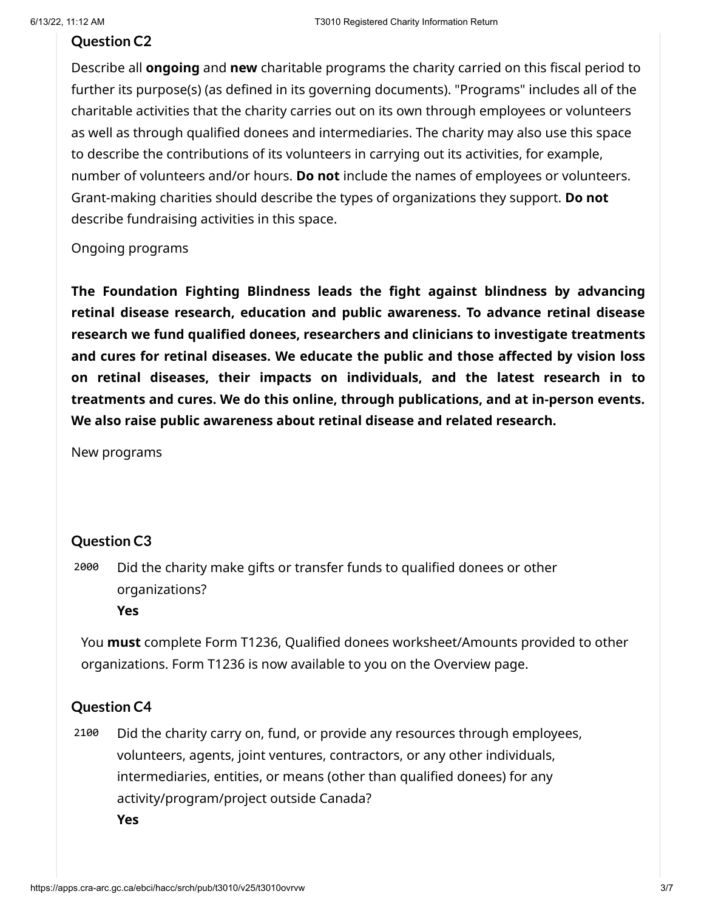### Question C2

Describe all **ongoing** and **new** charitable programs the charity carried on this fiscal period to further its purpose(s) (as defined in its governing documents). "Programs" includes all of the charitable activities that the charity carries out on its own through employees or volunteers as well as through qualified donees and intermediaries. The charity may also use this space to describe the contributions of its volunteers in carrying out its activities, for example, number of volunteers and/or hours. **Do not** include the names of employees or volunteers. Grant-making charities should describe the types of organizations they support. **Do not** describe fundraising activities in this space.

Ongoing programs

**The Foundation Fighting Blindness leads the fight against blindness by advancing retinal disease research, education and public awareness. To advance retinal disease research we fund qualified donees, researchers and clinicians to investigate treatments and cures for retinal diseases. We educate the public and those affected by vision loss on retinal diseases, their impacts on individuals, and the latest research in to treatments and cures. We do this online, through publications, and at in-person events. We also raise public awareness about retinal disease and related research.**

New programs

### Question C3

2000 Did the charity make gifts or transfer funds to qualified donees or other organizations?
**Yes**

You **must** complete Form T1236, Qualified donees worksheet/Amounts provided to other organizations. Form T1236 is now available to you on the Overview page.

### Question C4

2100 Did the charity carry on, fund, or provide any resources through employees, volunteers, agents, joint ventures, contractors, or any other individuals, intermediaries, entities, or means (other than qualified donees) for any activity/program/project outside Canada?
**Yes**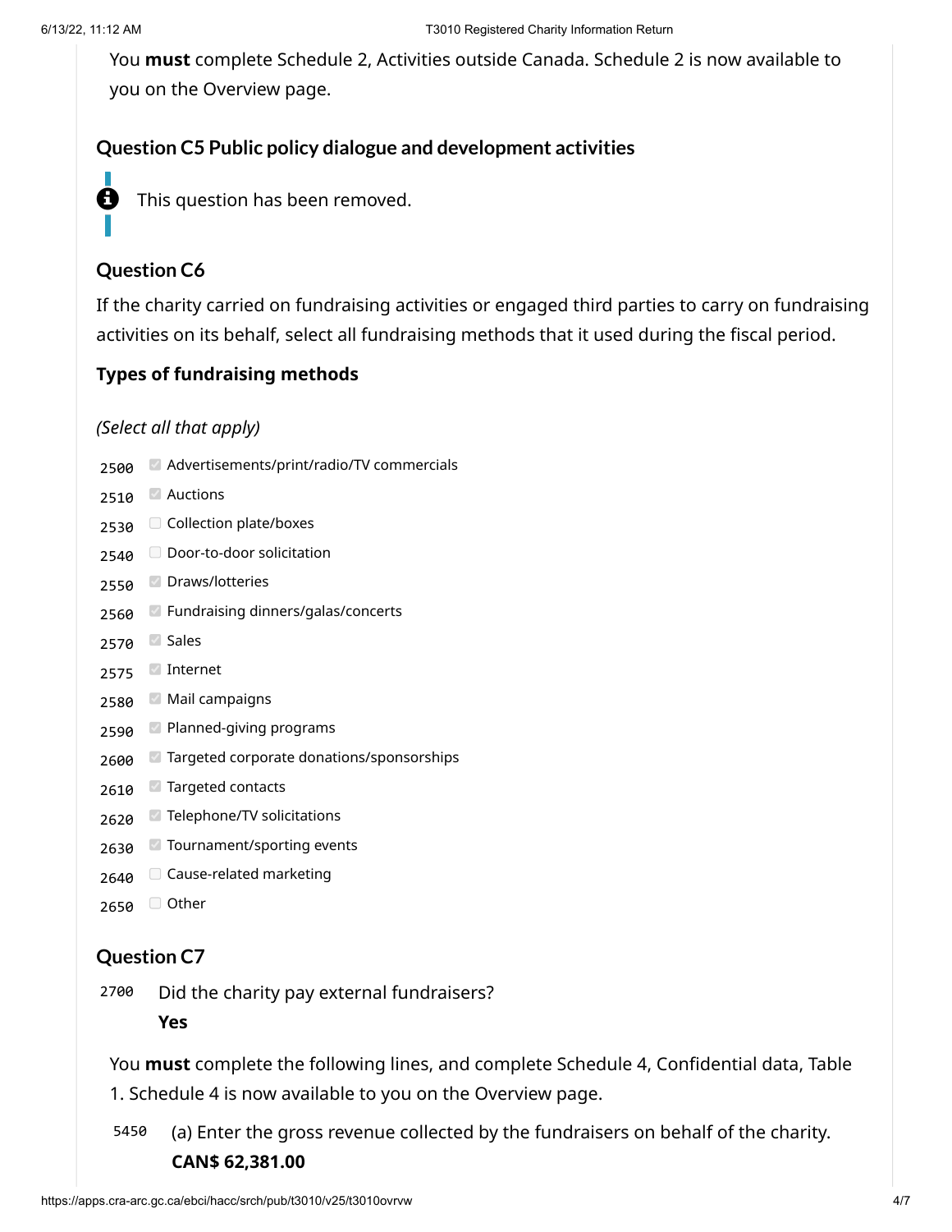You **must** complete Schedule 2, Activities outside Canada. Schedule 2 is now available to you on the Overview page.

### Question C5 Public policy dialogue and development activities

This question has been removed.

### Question C6

If the charity carried on fundraising activities or engaged third parties to carry on fundraising activities on its behalf, select all fundraising methods that it used during the fiscal period.

**Types of fundraising methods**

*(Select all that apply)*

- 2500 ☑ Advertisements/print/radio/TV commercials
- 2510 ☑ Auctions
- 2530 ☐ Collection plate/boxes
- 2540 ☐ Door-to-door solicitation
- 2550 ☑ Draws/lotteries
- 2560 ☑ Fundraising dinners/galas/concerts
- 2570 ☑ Sales
- 2575 ☑ Internet
- 2580 ☑ Mail campaigns
- 2590 ☑ Planned-giving programs
- 2600 ☑ Targeted corporate donations/sponsorships
- 2610 ☑ Targeted contacts
- 2620 ☑ Telephone/TV solicitations
- 2630 ☑ Tournament/sporting events
- 2640 ☐ Cause-related marketing
- 2650 ☐ Other

### Question C7

2700 Did the charity pay external fundraisers?
**Yes**

You **must** complete the following lines, and complete Schedule 4, Confidential data, Table 1. Schedule 4 is now available to you on the Overview page.

5450 (a) Enter the gross revenue collected by the fundraisers on behalf of the charity.
**CAN$ 62,381.00**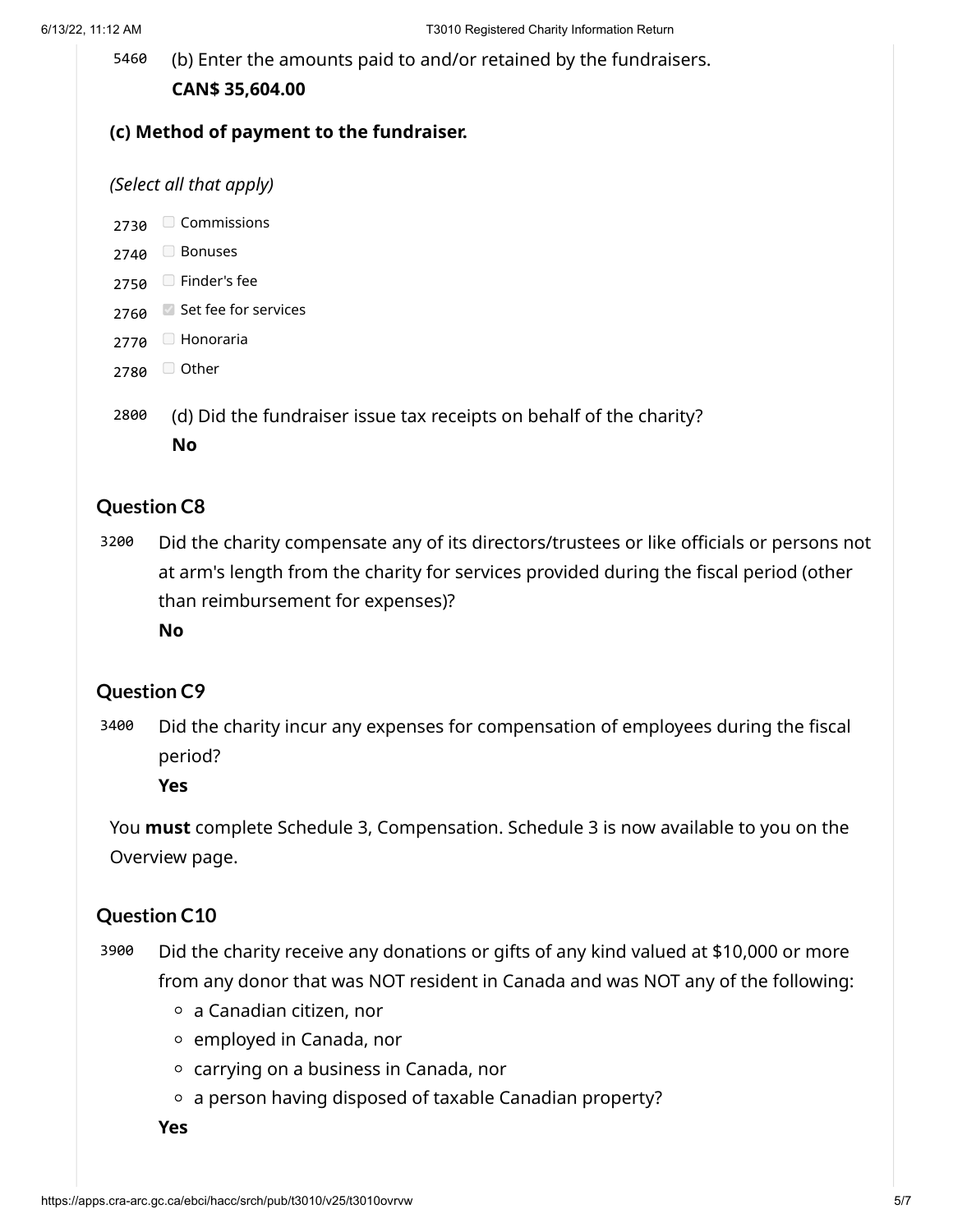5460 (b) Enter the amounts paid to and/or retained by the fundraisers.
**CAN$ 35,604.00**

**(c) Method of payment to the fundraiser.**

*(Select all that apply)*

- 2730 ☐ Commissions
- 2740 ☐ Bonuses
- 2750 ☐ Finder's fee
- 2760 ☑ Set fee for services
- 2770 ☐ Honoraria
- 2780 ☐ Other

2800 (d) Did the fundraiser issue tax receipts on behalf of the charity?
**No**

## Question C8

3200 Did the charity compensate any of its directors/trustees or like officials or persons not at arm's length from the charity for services provided during the fiscal period (other than reimbursement for expenses)?
**No**

## Question C9

3400 Did the charity incur any expenses for compensation of employees during the fiscal period?
**Yes**

You **must** complete Schedule 3, Compensation. Schedule 3 is now available to you on the Overview page.

## Question C10

3900 Did the charity receive any donations or gifts of any kind valued at $10,000 or more from any donor that was NOT resident in Canada and was NOT any of the following:

- a Canadian citizen, nor
- employed in Canada, nor
- carrying on a business in Canada, nor
- a person having disposed of taxable Canadian property?

**Yes**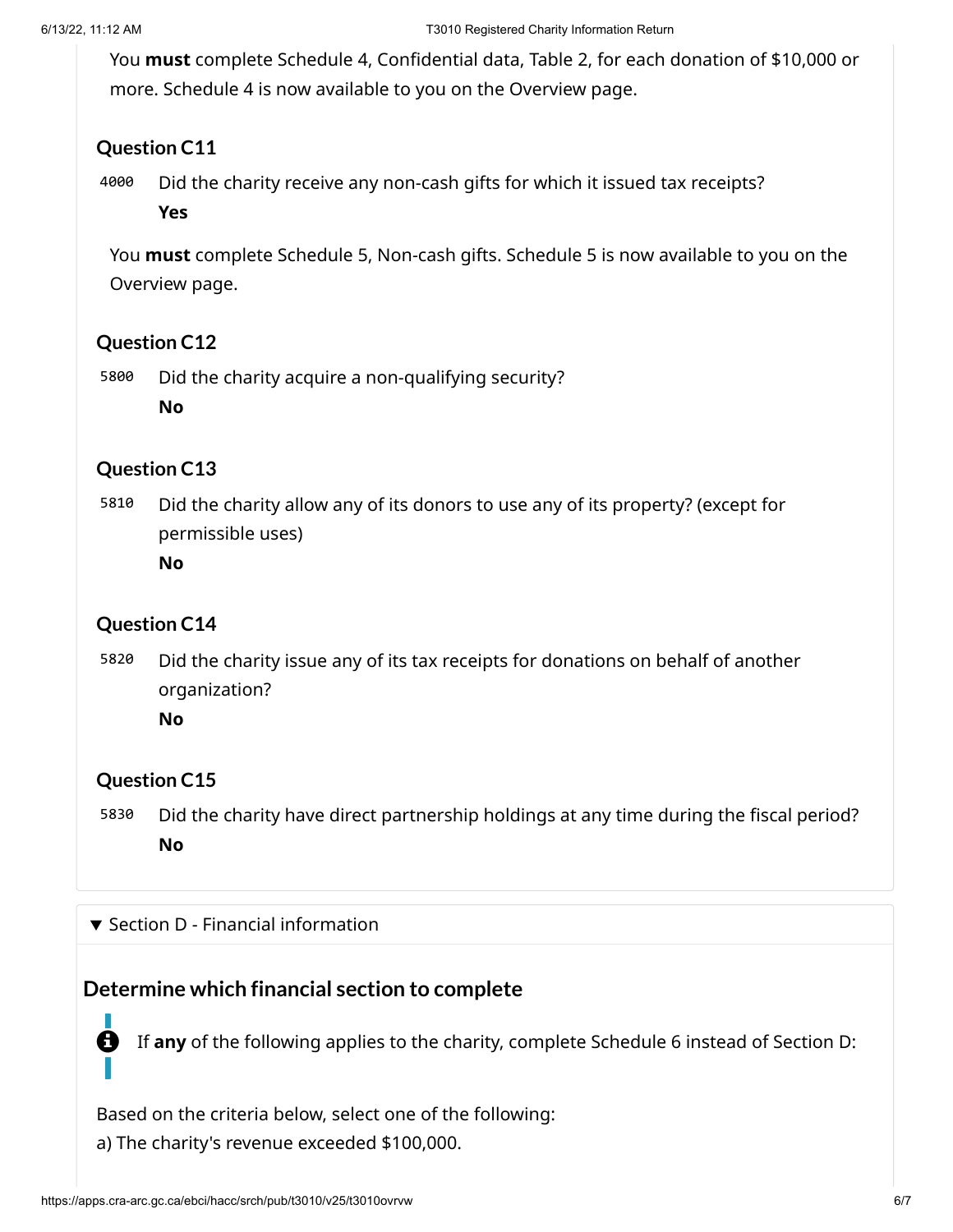You **must** complete Schedule 4, Confidential data, Table 2, for each donation of $10,000 or more. Schedule 4 is now available to you on the Overview page.

### Question C11

4000 Did the charity receive any non-cash gifts for which it issued tax receipts?
**Yes**

You **must** complete Schedule 5, Non-cash gifts. Schedule 5 is now available to you on the Overview page.

### Question C12

5800 Did the charity acquire a non-qualifying security?
**No**

### Question C13

5810 Did the charity allow any of its donors to use any of its property? (except for permissible uses)
**No**

### Question C14

5820 Did the charity issue any of its tax receipts for donations on behalf of another organization?
**No**

### Question C15

5830 Did the charity have direct partnership holdings at any time during the fiscal period?
**No**

▼ Section D - Financial information

## Determine which financial section to complete

If **any** of the following applies to the charity, complete Schedule 6 instead of Section D:

Based on the criteria below, select one of the following:

a) The charity's revenue exceeded $100,000.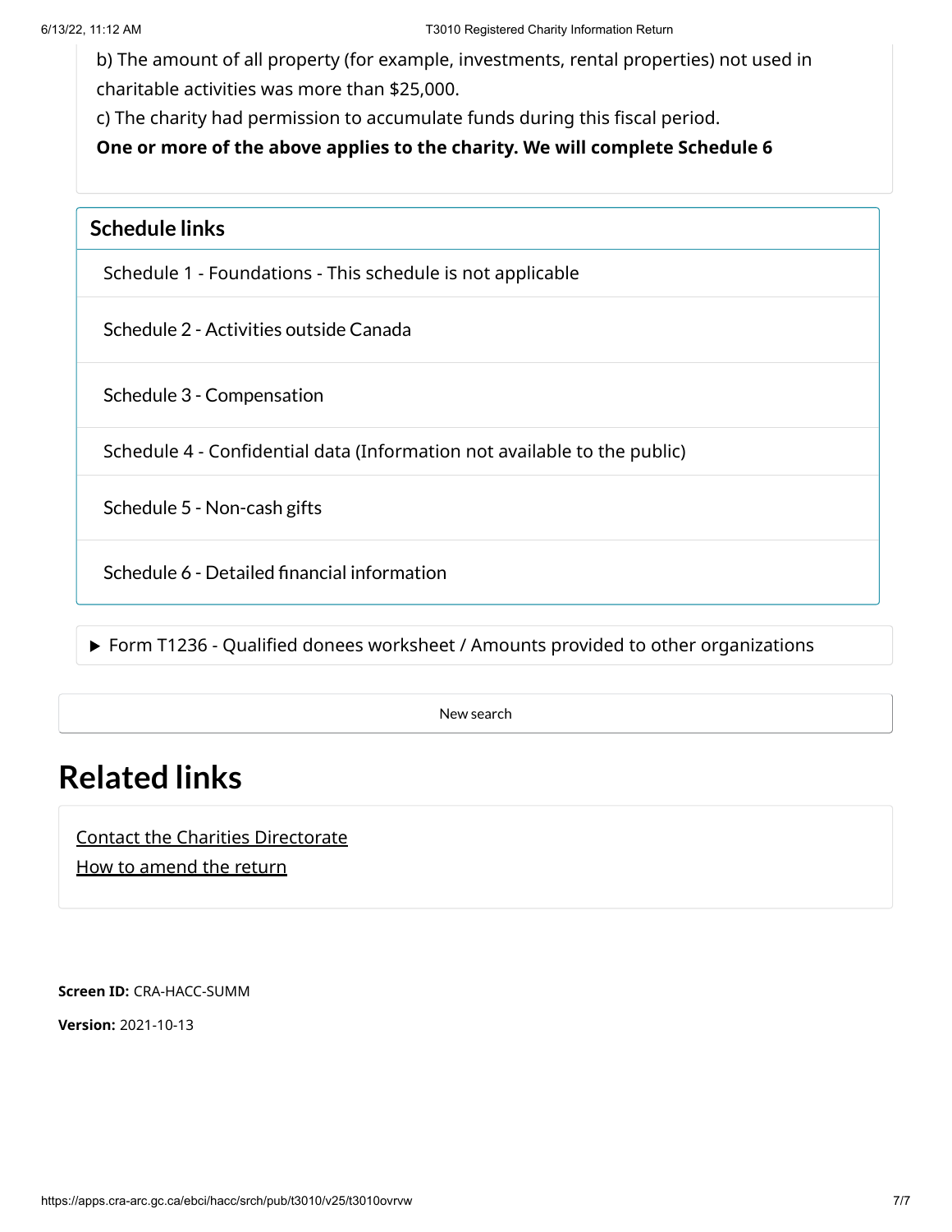b) The amount of all property (for example, investments, rental properties) not used in charitable activities was more than $25,000.

c) The charity had permission to accumulate funds during this fiscal period.

**One or more of the above applies to the charity. We will complete Schedule 6**

## Schedule links

Schedule 1 - Foundations - This schedule is not applicable

Schedule 2 - Activities outside Canada

Schedule 3 - Compensation

Schedule 4 - Confidential data (Information not available to the public)

Schedule 5 - Non-cash gifts

Schedule 6 - Detailed financial information

▶ Form T1236 - Qualified donees worksheet / Amounts provided to other organizations

New search

# Related links

Contact the Charities Directorate

How to amend the return

**Screen ID:** CRA-HACC-SUMM

**Version:** 2021-10-13